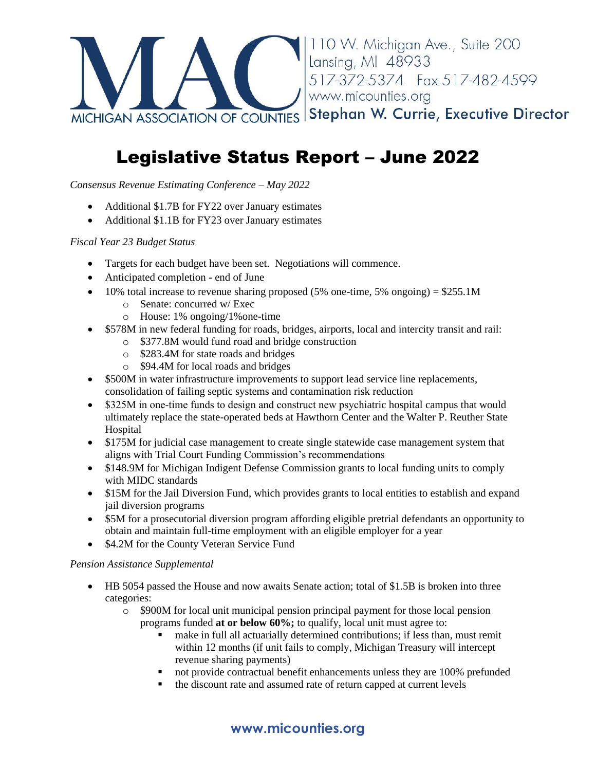MICHIGAN ASSOCIATION OF COUNTIES

110 W. Michigan Ave., Suite 200
Lansing, MI 48933
517-372-5374 Fax 517-482-4599
www.micounties.org
Stephan W. Currie, Executive Director

# Legislative Status Report – June 2022

*Consensus Revenue Estimating Conference – May 2022*

- Additional $1.7B for FY22 over January estimates
- Additional $1.1B for FY23 over January estimates

*Fiscal Year 23 Budget Status*

- Targets for each budget have been set. Negotiations will commence.
- Anticipated completion - end of June
- 10% total increase to revenue sharing proposed (5% one-time, 5% ongoing) = $255.1M
  - Senate: concurred w/ Exec
  - House: 1% ongoing/1%one-time
- $578M in new federal funding for roads, bridges, airports, local and intercity transit and rail:
  - $377.8M would fund road and bridge construction
  - $283.4M for state roads and bridges
  - $94.4M for local roads and bridges
- $500M in water infrastructure improvements to support lead service line replacements, consolidation of failing septic systems and contamination risk reduction
- $325M in one-time funds to design and construct new psychiatric hospital campus that would ultimately replace the state-operated beds at Hawthorn Center and the Walter P. Reuther State Hospital
- $175M for judicial case management to create single statewide case management system that aligns with Trial Court Funding Commission's recommendations
- $148.9M for Michigan Indigent Defense Commission grants to local funding units to comply with MIDC standards
- $15M for the Jail Diversion Fund, which provides grants to local entities to establish and expand jail diversion programs
- $5M for a prosecutorial diversion program affording eligible pretrial defendants an opportunity to obtain and maintain full-time employment with an eligible employer for a year
- $4.2M for the County Veteran Service Fund

*Pension Assistance Supplemental*

- HB 5054 passed the House and now awaits Senate action; total of $1.5B is broken into three categories:
  - $900M for local unit municipal pension principal payment for those local pension programs funded **at or below 60%;** to qualify, local unit must agree to:
    - make in full all actuarially determined contributions; if less than, must remit within 12 months (if unit fails to comply, Michigan Treasury will intercept revenue sharing payments)
    - not provide contractual benefit enhancements unless they are 100% prefunded
    - the discount rate and assumed rate of return capped at current levels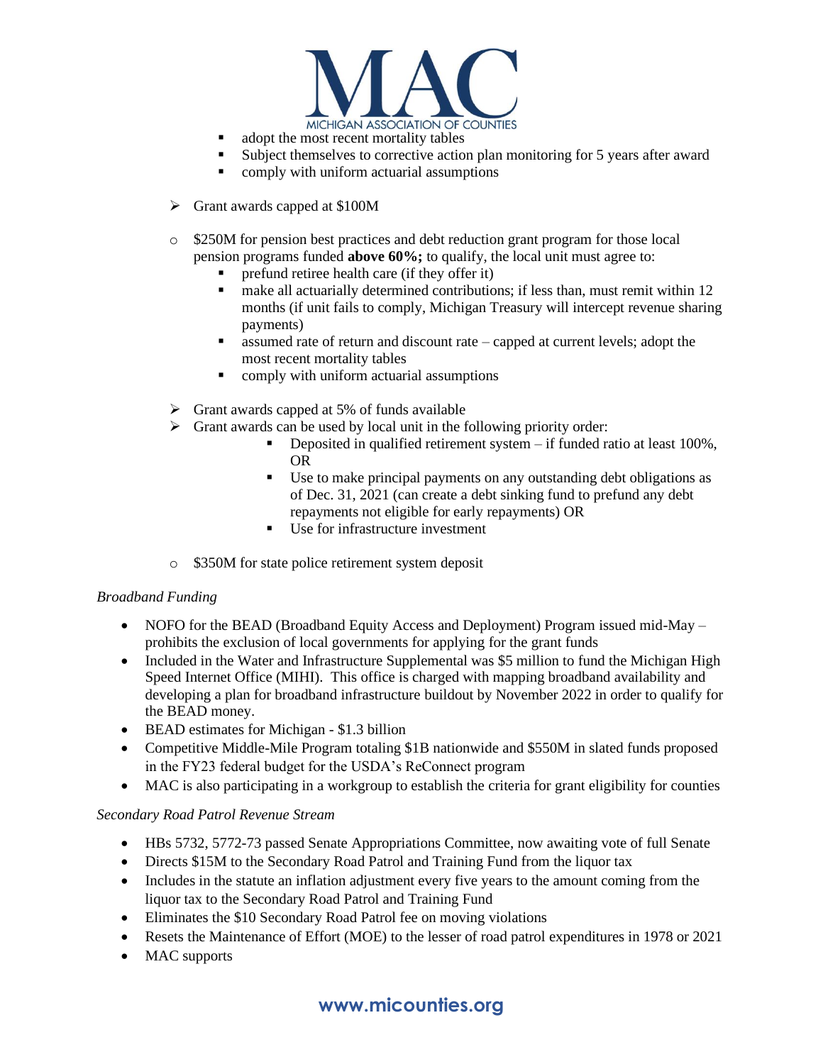- adopt the most recent mortality tables
- Subject themselves to corrective action plan monitoring for 5 years after award
- comply with uniform actuarial assumptions

➢ Grant awards capped at $100M

- $250M for pension best practices and debt reduction grant program for those local pension programs funded **above 60%;** to qualify, the local unit must agree to:
  - prefund retiree health care (if they offer it)
  - make all actuarially determined contributions; if less than, must remit within 12 months (if unit fails to comply, Michigan Treasury will intercept revenue sharing payments)
  - assumed rate of return and discount rate – capped at current levels; adopt the most recent mortality tables
  - comply with uniform actuarial assumptions

➢ Grant awards capped at 5% of funds available

➢ Grant awards can be used by local unit in the following priority order:
  - Deposited in qualified retirement system – if funded ratio at least 100%, OR
  - Use to make principal payments on any outstanding debt obligations as of Dec. 31, 2021 (can create a debt sinking fund to prefund any debt repayments not eligible for early repayments) OR
  - Use for infrastructure investment

- $350M for state police retirement system deposit

*Broadband Funding*

- NOFO for the BEAD (Broadband Equity Access and Deployment) Program issued mid-May – prohibits the exclusion of local governments for applying for the grant funds
- Included in the Water and Infrastructure Supplemental was $5 million to fund the Michigan High Speed Internet Office (MIHI). This office is charged with mapping broadband availability and developing a plan for broadband infrastructure buildout by November 2022 in order to qualify for the BEAD money.
- BEAD estimates for Michigan - $1.3 billion
- Competitive Middle-Mile Program totaling $1B nationwide and $550M in slated funds proposed in the FY23 federal budget for the USDA's ReConnect program
- MAC is also participating in a workgroup to establish the criteria for grant eligibility for counties

*Secondary Road Patrol Revenue Stream*

- HBs 5732, 5772-73 passed Senate Appropriations Committee, now awaiting vote of full Senate
- Directs $15M to the Secondary Road Patrol and Training Fund from the liquor tax
- Includes in the statute an inflation adjustment every five years to the amount coming from the liquor tax to the Secondary Road Patrol and Training Fund
- Eliminates the $10 Secondary Road Patrol fee on moving violations
- Resets the Maintenance of Effort (MOE) to the lesser of road patrol expenditures in 1978 or 2021
- MAC supports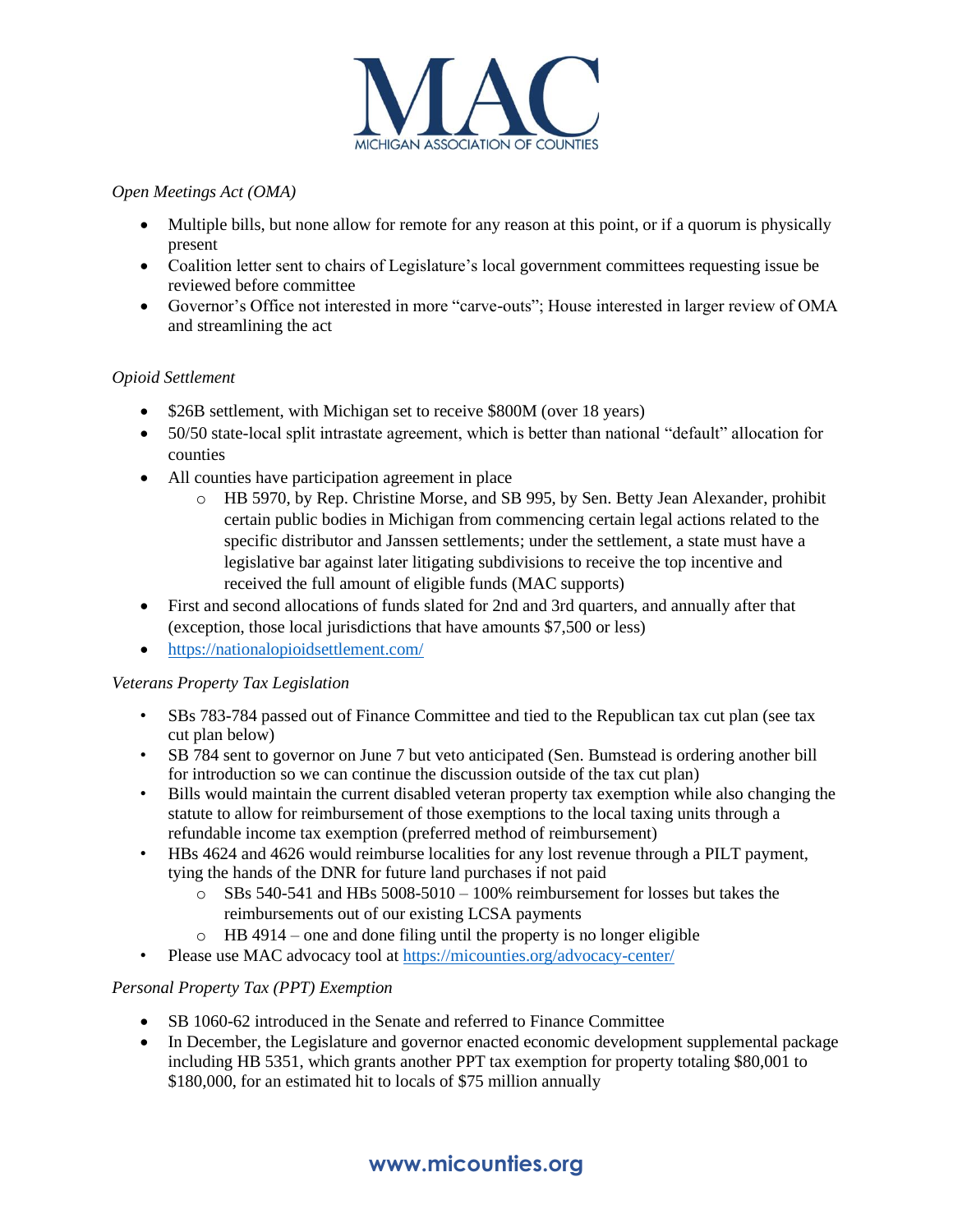*Open Meetings Act (OMA)*

- Multiple bills, but none allow for remote for any reason at this point, or if a quorum is physically present
- Coalition letter sent to chairs of Legislature's local government committees requesting issue be reviewed before committee
- Governor's Office not interested in more "carve-outs"; House interested in larger review of OMA and streamlining the act

*Opioid Settlement*

- $26B settlement, with Michigan set to receive $800M (over 18 years)
- 50/50 state-local split intrastate agreement, which is better than national "default" allocation for counties
- All counties have participation agreement in place
    - HB 5970, by Rep. Christine Morse, and SB 995, by Sen. Betty Jean Alexander, prohibit certain public bodies in Michigan from commencing certain legal actions related to the specific distributor and Janssen settlements; under the settlement, a state must have a legislative bar against later litigating subdivisions to receive the top incentive and received the full amount of eligible funds (MAC supports)
- First and second allocations of funds slated for 2nd and 3rd quarters, and annually after that (exception, those local jurisdictions that have amounts $7,500 or less)
- https://nationalopioidsettlement.com/

*Veterans Property Tax Legislation*

- SBs 783-784 passed out of Finance Committee and tied to the Republican tax cut plan (see tax cut plan below)
- SB 784 sent to governor on June 7 but veto anticipated (Sen. Bumstead is ordering another bill for introduction so we can continue the discussion outside of the tax cut plan)
- Bills would maintain the current disabled veteran property tax exemption while also changing the statute to allow for reimbursement of those exemptions to the local taxing units through a refundable income tax exemption (preferred method of reimbursement)
- HBs 4624 and 4626 would reimburse localities for any lost revenue through a PILT payment, tying the hands of the DNR for future land purchases if not paid
    - SBs 540-541 and HBs 5008-5010 – 100% reimbursement for losses but takes the reimbursements out of our existing LCSA payments
    - HB 4914 – one and done filing until the property is no longer eligible
- Please use MAC advocacy tool at https://micounties.org/advocacy-center/

*Personal Property Tax (PPT) Exemption*

- SB 1060-62 introduced in the Senate and referred to Finance Committee
- In December, the Legislature and governor enacted economic development supplemental package including HB 5351, which grants another PPT tax exemption for property totaling $80,001 to $180,000, for an estimated hit to locals of $75 million annually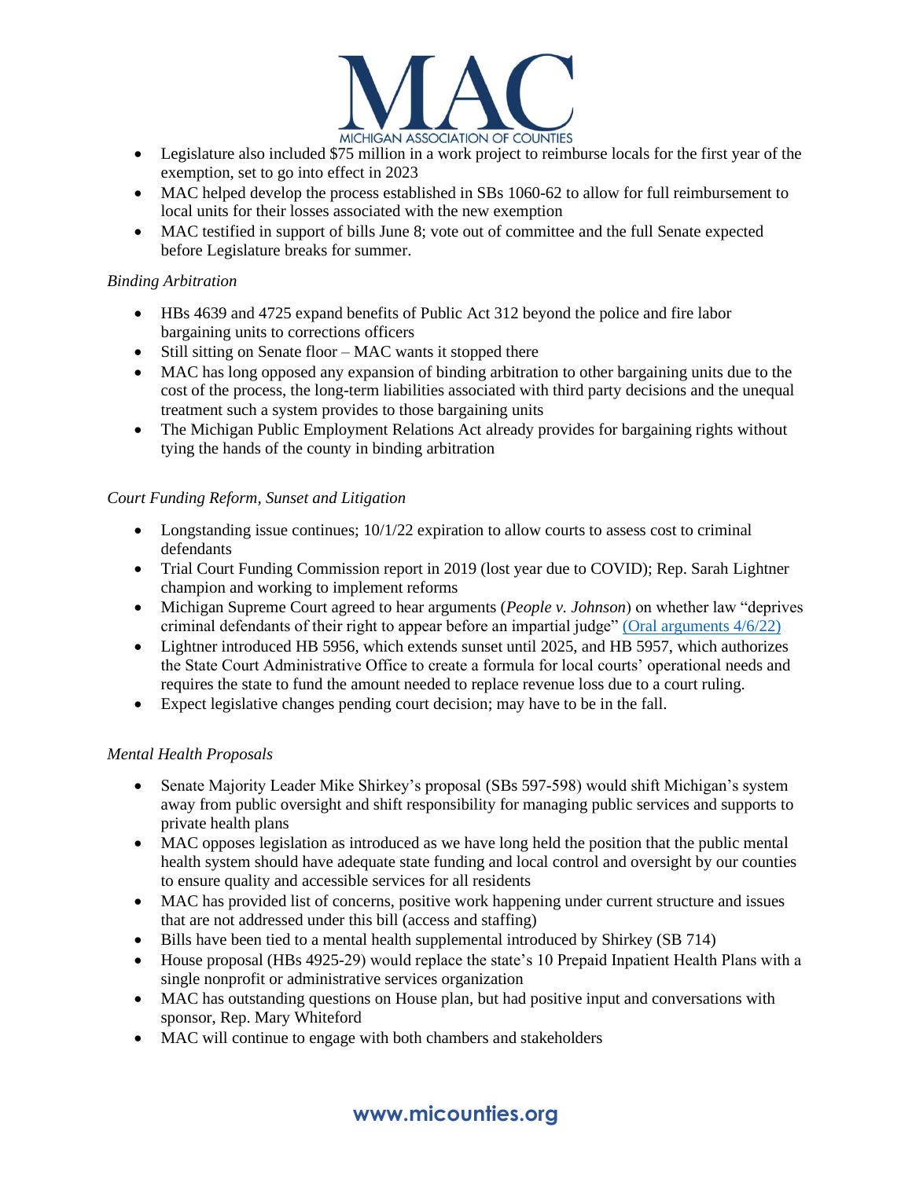- Legislature also included $75 million in a work project to reimburse locals for the first year of the exemption, set to go into effect in 2023
- MAC helped develop the process established in SBs 1060-62 to allow for full reimbursement to local units for their losses associated with the new exemption
- MAC testified in support of bills June 8; vote out of committee and the full Senate expected before Legislature breaks for summer.

*Binding Arbitration*

- HBs 4639 and 4725 expand benefits of Public Act 312 beyond the police and fire labor bargaining units to corrections officers
- Still sitting on Senate floor – MAC wants it stopped there
- MAC has long opposed any expansion of binding arbitration to other bargaining units due to the cost of the process, the long-term liabilities associated with third party decisions and the unequal treatment such a system provides to those bargaining units
- The Michigan Public Employment Relations Act already provides for bargaining rights without tying the hands of the county in binding arbitration

*Court Funding Reform, Sunset and Litigation*

- Longstanding issue continues; 10/1/22 expiration to allow courts to assess cost to criminal defendants
- Trial Court Funding Commission report in 2019 (lost year due to COVID); Rep. Sarah Lightner champion and working to implement reforms
- Michigan Supreme Court agreed to hear arguments (*People v. Johnson*) on whether law "deprives criminal defendants of their right to appear before an impartial judge" (Oral arguments 4/6/22)
- Lightner introduced HB 5956, which extends sunset until 2025, and HB 5957, which authorizes the State Court Administrative Office to create a formula for local courts' operational needs and requires the state to fund the amount needed to replace revenue loss due to a court ruling.
- Expect legislative changes pending court decision; may have to be in the fall.

*Mental Health Proposals*

- Senate Majority Leader Mike Shirkey's proposal (SBs 597-598) would shift Michigan's system away from public oversight and shift responsibility for managing public services and supports to private health plans
- MAC opposes legislation as introduced as we have long held the position that the public mental health system should have adequate state funding and local control and oversight by our counties to ensure quality and accessible services for all residents
- MAC has provided list of concerns, positive work happening under current structure and issues that are not addressed under this bill (access and staffing)
- Bills have been tied to a mental health supplemental introduced by Shirkey (SB 714)
- House proposal (HBs 4925-29) would replace the state's 10 Prepaid Inpatient Health Plans with a single nonprofit or administrative services organization
- MAC has outstanding questions on House plan, but had positive input and conversations with sponsor, Rep. Mary Whiteford
- MAC will continue to engage with both chambers and stakeholders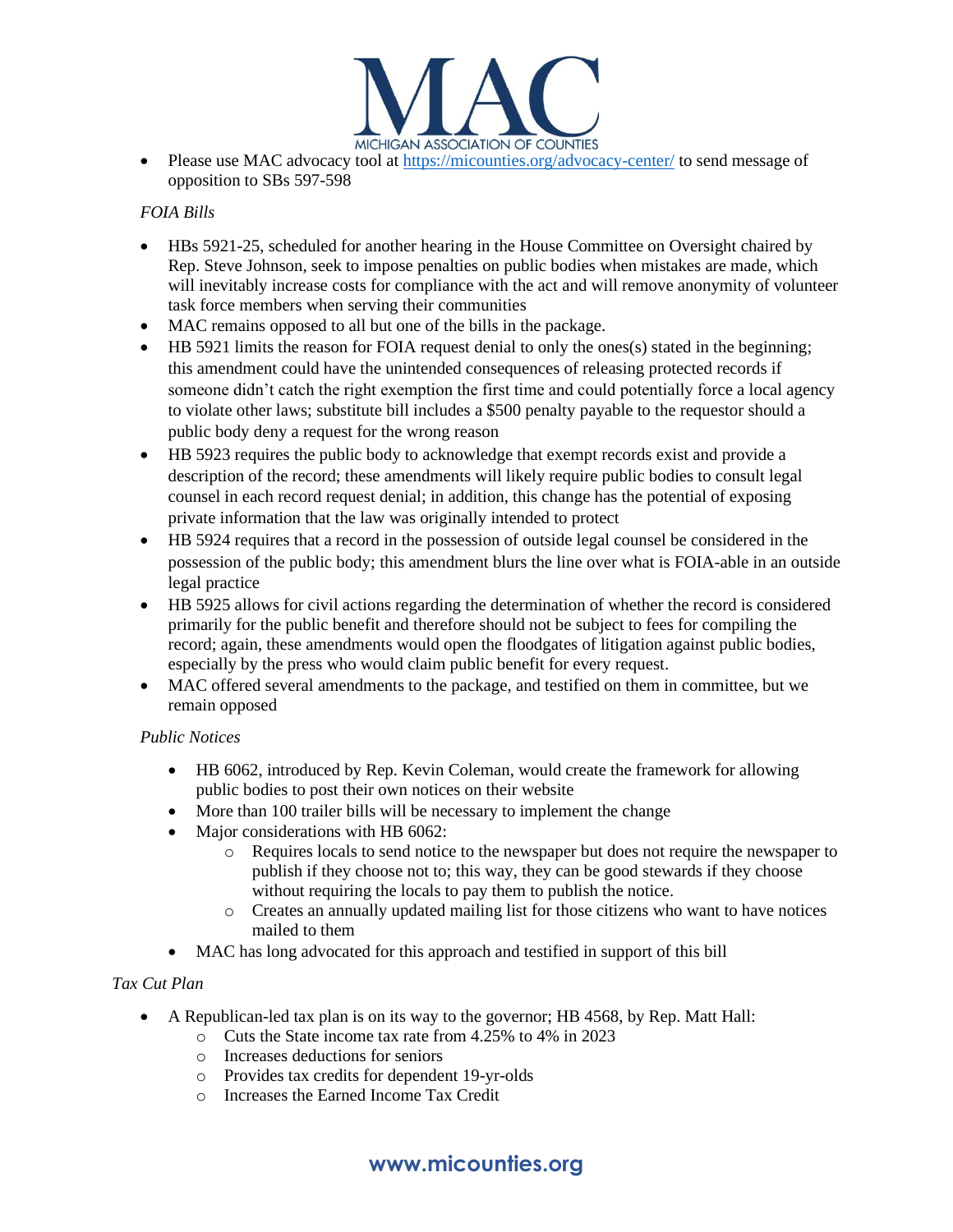- Please use MAC advocacy tool at https://micounties.org/advocacy-center/ to send message of opposition to SBs 597-598

*FOIA Bills*

- HBs 5921-25, scheduled for another hearing in the House Committee on Oversight chaired by Rep. Steve Johnson, seek to impose penalties on public bodies when mistakes are made, which will inevitably increase costs for compliance with the act and will remove anonymity of volunteer task force members when serving their communities
- MAC remains opposed to all but one of the bills in the package.
- HB 5921 limits the reason for FOIA request denial to only the ones(s) stated in the beginning; this amendment could have the unintended consequences of releasing protected records if someone didn't catch the right exemption the first time and could potentially force a local agency to violate other laws; substitute bill includes a $500 penalty payable to the requestor should a public body deny a request for the wrong reason
- HB 5923 requires the public body to acknowledge that exempt records exist and provide a description of the record; these amendments will likely require public bodies to consult legal counsel in each record request denial; in addition, this change has the potential of exposing private information that the law was originally intended to protect
- HB 5924 requires that a record in the possession of outside legal counsel be considered in the possession of the public body; this amendment blurs the line over what is FOIA-able in an outside legal practice
- HB 5925 allows for civil actions regarding the determination of whether the record is considered primarily for the public benefit and therefore should not be subject to fees for compiling the record; again, these amendments would open the floodgates of litigation against public bodies, especially by the press who would claim public benefit for every request.
- MAC offered several amendments to the package, and testified on them in committee, but we remain opposed

*Public Notices*

- HB 6062, introduced by Rep. Kevin Coleman, would create the framework for allowing public bodies to post their own notices on their website
- More than 100 trailer bills will be necessary to implement the change
- Major considerations with HB 6062:
  - Requires locals to send notice to the newspaper but does not require the newspaper to publish if they choose not to; this way, they can be good stewards if they choose without requiring the locals to pay them to publish the notice.
  - Creates an annually updated mailing list for those citizens who want to have notices mailed to them
- MAC has long advocated for this approach and testified in support of this bill

*Tax Cut Plan*

- A Republican-led tax plan is on its way to the governor; HB 4568, by Rep. Matt Hall:
  - Cuts the State income tax rate from 4.25% to 4% in 2023
  - Increases deductions for seniors
  - Provides tax credits for dependent 19-yr-olds
  - Increases the Earned Income Tax Credit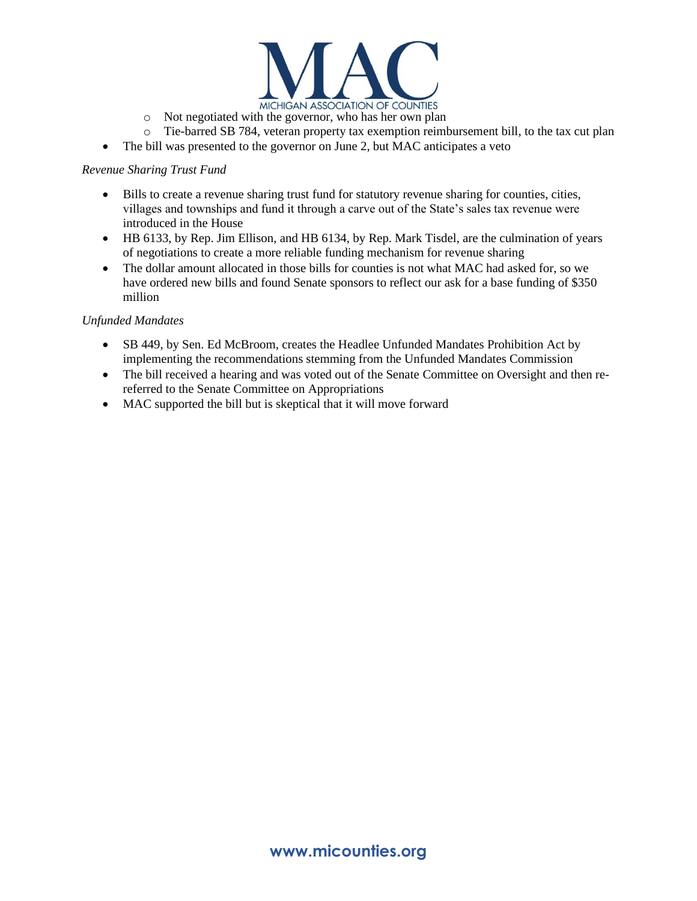- Not negotiated with the governor, who has her own plan
   - Tie-barred SB 784, veteran property tax exemption reimbursement bill, to the tax cut plan
- The bill was presented to the governor on June 2, but MAC anticipates a veto

*Revenue Sharing Trust Fund*

- Bills to create a revenue sharing trust fund for statutory revenue sharing for counties, cities, villages and townships and fund it through a carve out of the State's sales tax revenue were introduced in the House
- HB 6133, by Rep. Jim Ellison, and HB 6134, by Rep. Mark Tisdel, are the culmination of years of negotiations to create a more reliable funding mechanism for revenue sharing
- The dollar amount allocated in those bills for counties is not what MAC had asked for, so we have ordered new bills and found Senate sponsors to reflect our ask for a base funding of $350 million

*Unfunded Mandates*

- SB 449, by Sen. Ed McBroom, creates the Headlee Unfunded Mandates Prohibition Act by implementing the recommendations stemming from the Unfunded Mandates Commission
- The bill received a hearing and was voted out of the Senate Committee on Oversight and then re-referred to the Senate Committee on Appropriations
- MAC supported the bill but is skeptical that it will move forward